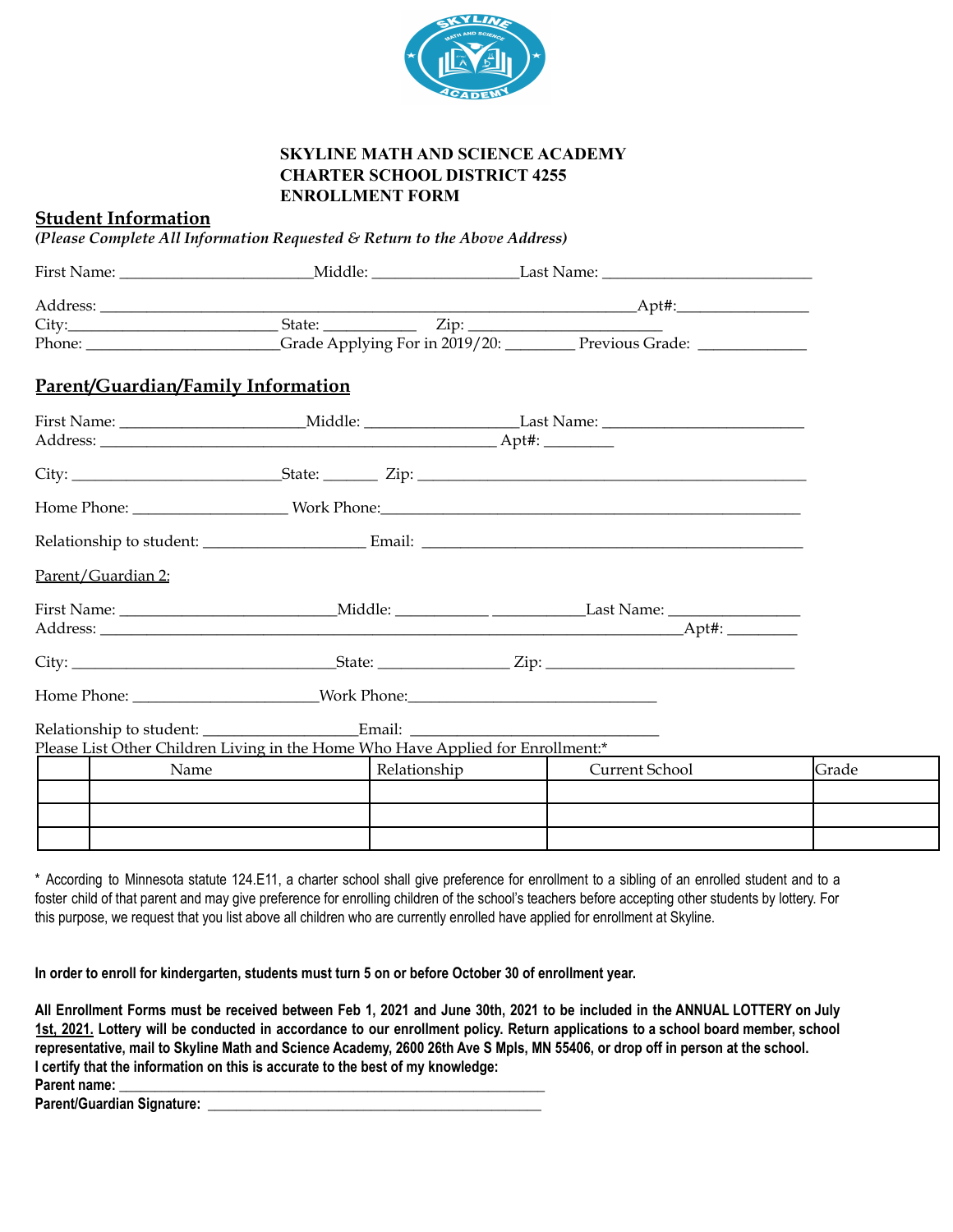**SKYLINE MATH AND SCIENCE ACADEMY**
**CHARTER SCHOOL DISTRICT 4255**
**ENROLLMENT FORM**

## Student Information

***(Please Complete All Information Requested & Return to the Above Address)***

First Name: ________________________Middle: __________________Last Name: __________________________

Address: __________________________________________________________________Apt#:_________________
City:___________________________ State: ___________ Zip: ________________________
Phone: ________________________Grade Applying For in 2019/20: ________ Previous Grade: ______________

## Parent/Guardian/Family Information

First Name: _______________________Middle: ___________________Last Name: _________________________
Address: _____________________________________________________ Apt#: _________

City: ____________________________State: _______ Zip: ________________________________________________

Home Phone: ___________________ Work Phone:_____________________________________________________

Relationship to student: ____________________ Email: ________________________________________________

Parent/Guardian 2:

First Name: ___________________________Middle: ___________ ___________Last Name: ________________
Address: _______________________________________________________________________________Apt#: _________

City: ___________________________________State: ________________ Zip: ________________________________

Home Phone: _______________________Work Phone:_______________________________

Relationship to student: ___________________Email: _______________________________
Please List Other Children Living in the Home Who Have Applied for Enrollment:*

| | Name | Relationship | Current School | Grade |
|---|---|---|---|---|
| | | | | |
| | | | | |
| | | | | |

* According to Minnesota statute 124.E11, a charter school shall give preference for enrollment to a sibling of an enrolled student and to a foster child of that parent and may give preference for enrolling children of the school's teachers before accepting other students by lottery. For this purpose, we request that you list above all children who are currently enrolled have applied for enrollment at Skyline.

**In order to enroll for kindergarten, students must turn 5 on or before October 30 of enrollment year.**

**All Enrollment Forms must be received between Feb 1, 2021 and June 30th, 2021 to be included in the ANNUAL LOTTERY on July 1st, 2021. Lottery will be conducted in accordance to our enrollment policy. Return applications to a school board member, school representative, mail to Skyline Math and Science Academy, 2600 26th Ave S Mpls, MN 55406, or drop off in person at the school.**
**I certify that the information on this is accurate to the best of my knowledge:**
**Parent name:** ___________________________________________________________
**Parent/Guardian Signature:** ______________________________________________